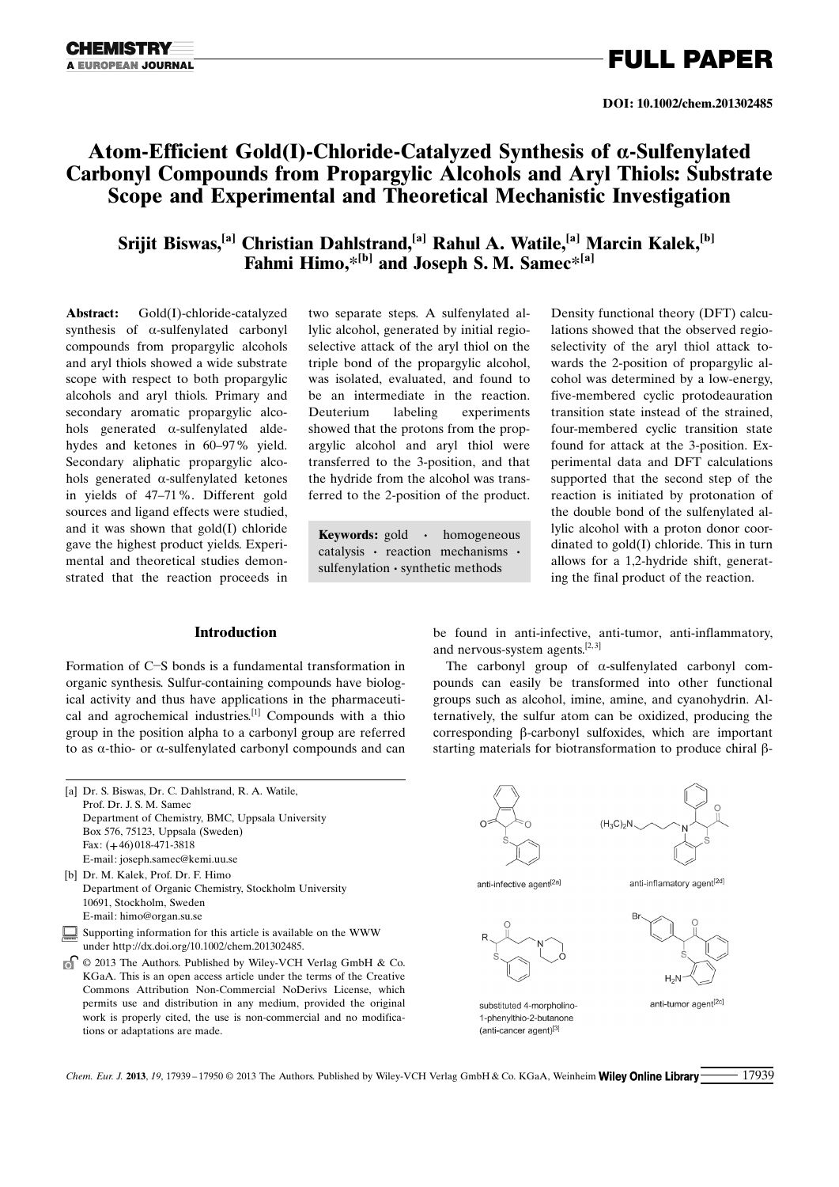# Atom-Efficient Gold(I)-Chloride-Catalyzed Synthesis of α-Sulfenylated Carbonyl Compounds from Propargylic Alcohols and Aryl Thiols: Substrate Scope and Experimental and Theoretical Mechanistic Investigation

**Srijit Biswas,[a] Christian Dahlstrand,[a] Rahul A. Watile,[a] Marcin Kalek,[b] Fahmi Himo,*[b] and Joseph S. M. Samec*[a]**

**Abstract:** Gold(I)-chloride-catalyzed synthesis of α-sulfenylated carbonyl compounds from propargylic alcohols and aryl thiols showed a wide substrate scope with respect to both propargylic alcohols and aryl thiols. Primary and secondary aromatic propargylic alcohols generated α-sulfenylated aldehydes and ketones in 60–97% yield. Secondary aliphatic propargylic alcohols generated α-sulfenylated ketones in yields of 47–71%. Different gold sources and ligand effects were studied, and it was shown that gold(I) chloride gave the highest product yields. Experimental and theoretical studies demonstrated that the reaction proceeds in two separate steps. A sulfenylated allylic alcohol, generated by initial regioselective attack of the aryl thiol on the triple bond of the propargylic alcohol, was isolated, evaluated, and found to be an intermediate in the reaction. Deuterium labeling experiments showed that the protons from the propargylic alcohol and aryl thiol were transferred to the 3-position, and that the hydride from the alcohol was transferred to the 2-position of the product. Density functional theory (DFT) calculations showed that the observed regioselectivity of the aryl thiol attack towards the 2-position of propargylic alcohol was determined by a low-energy, five-membered cyclic protodeauration transition state instead of the strained, four-membered cyclic transition state found for attack at the 3-position. Experimental data and DFT calculations supported that the second step of the reaction is initiated by protonation of the double bond of the sulfenylated allylic alcohol with a proton donor coordinated to gold(I) chloride. This in turn allows for a 1,2-hydride shift, generating the final product of the reaction.

**Keywords:** gold · homogeneous catalysis · reaction mechanisms · sulfenylation · synthetic methods

## Introduction

Formation of C–S bonds is a fundamental transformation in organic synthesis. Sulfur-containing compounds have biological activity and thus have applications in the pharmaceutical and agrochemical industries.[1] Compounds with a thio group in the position alpha to a carbonyl group are referred to as α-thio- or α-sulfenylated carbonyl compounds and can be found in anti-infective, anti-tumor, anti-inflammatory, and nervous-system agents.[2,3]

The carbonyl group of α-sulfenylated carbonyl compounds can easily be transformed into other functional groups such as alcohol, imine, amine, and cyanohydrin. Alternatively, the sulfur atom can be oxidized, producing the corresponding β-carbonyl sulfoxides, which are important starting materials for biotransformation to produce chiral β-

anti-infective agent[2a]

anti-inflamatory agent[2d]

substituted 4-morpholino-1-phenylthio-2-butanone (anti-cancer agent)[3]

anti-tumor agent[2c]

[a] Dr. S. Biswas, Dr. C. Dahlstrand, R. A. Watile, Prof. Dr. J. S. M. Samec
Department of Chemistry, BMC, Uppsala University
Box 576, 75123, Uppsala (Sweden)
Fax: (+46)018-471-3818
E-mail: joseph.samec@kemi.uu.se

[b] Dr. M. Kalek, Prof. Dr. F. Himo
Department of Organic Chemistry, Stockholm University
10691, Stockholm, Sweden
E-mail: himo@organ.su.se

Supporting information for this article is available on the WWW under http://dx.doi.org/10.1002/chem.201302485.

© 2013 The Authors. Published by Wiley-VCH Verlag GmbH & Co. KGaA. This is an open access article under the terms of the Creative Commons Attribution Non-Commercial NoDerivs License, which permits use and distribution in any medium, provided the original work is properly cited, the use is non-commercial and no modifications or adaptations are made.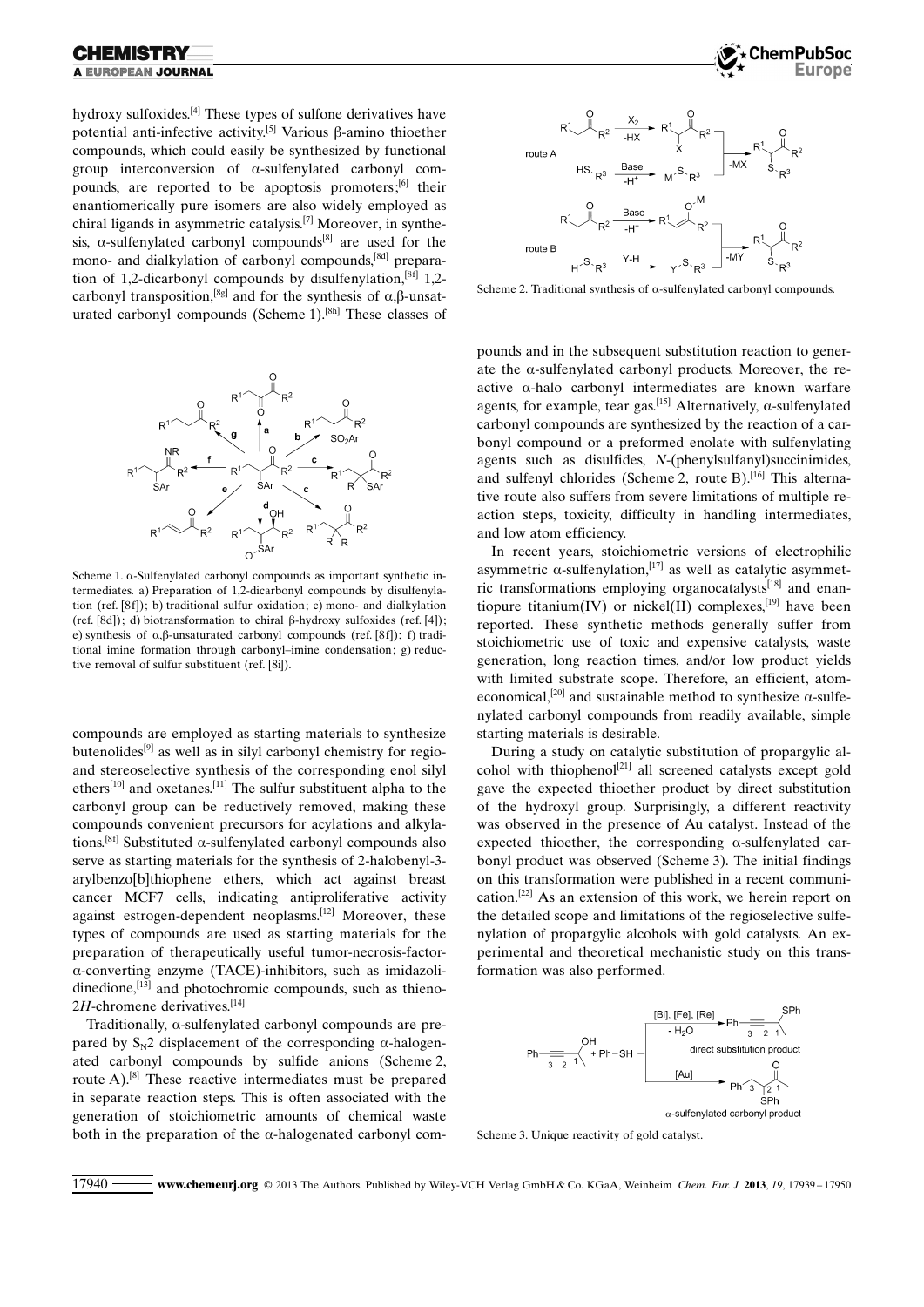hydroxy sulfoxides.[4] These types of sulfone derivatives have potential anti-infective activity.[5] Various β-amino thioether compounds, which could easily be synthesized by functional group interconversion of α-sulfenylated carbonyl compounds, are reported to be apoptosis promoters;[6] their enantiomerically pure isomers are also widely employed as chiral ligands in asymmetric catalysis.[7] Moreover, in synthesis, α-sulfenylated carbonyl compounds[8] are used for the mono- and dialkylation of carbonyl compounds,[8d] preparation of 1,2-dicarbonyl compounds by disulfenylation,[8f] 1,2-carbonyl transposition,[8g] and for the synthesis of α,β-unsaturated carbonyl compounds (Scheme 1).[8h] These classes of compounds are employed as starting materials to synthesize butenolides[9] as well as in silyl carbonyl chemistry for regio- and stereoselective synthesis of the corresponding enol silyl ethers[10] and oxetanes.[11] The sulfur substituent alpha to the carbonyl group can be reductively removed, making these compounds convenient precursors for acylations and alkylations.[8f] Substituted α-sulfenylated carbonyl compounds also serve as starting materials for the synthesis of 2-halobenyl-3-arylbenzo[b]thiophene ethers, which act against breast cancer MCF7 cells, indicating antiproliferative activity against estrogen-dependent neoplasms.[12] Moreover, these types of compounds are used as starting materials for the preparation of therapeutically useful tumor-necrosis-factor-α-converting enzyme (TACE)-inhibitors, such as imidazolidinedione,[13] and photochromic compounds, such as thieno-2*H*-chromene derivatives.[14]

Scheme 1. α-Sulfenylated carbonyl compounds as important synthetic intermediates. a) Preparation of 1,2-dicarbonyl compounds by disulfenylation (ref. [8f]); b) traditional sulfur oxidation; c) mono- and dialkylation (ref. [8d]); d) biotransformation to chiral β-hydroxy sulfoxides (ref. [4]); e) synthesis of α,β-unsaturated carbonyl compounds (ref. [8f]); f) traditional imine formation through carbonyl–imine condensation; g) reductive removal of sulfur substituent (ref. [8i]).

Traditionally, α-sulfenylated carbonyl compounds are prepared by $S_N2$ displacement of the corresponding α-halogenated carbonyl compounds by sulfide anions (Scheme 2, route A).[8] These reactive intermediates must be prepared in separate reaction steps. This is often associated with the generation of stoichiometric amounts of chemical waste both in the preparation of the α-halogenated carbonyl compounds and in the subsequent substitution reaction to generate the α-sulfenylated carbonyl products. Moreover, the reactive α-halo carbonyl intermediates are known warfare agents, for example, tear gas.[15] Alternatively, α-sulfenylated carbonyl compounds are synthesized by the reaction of a carbonyl compound or a preformed enolate with sulfenylating agents such as disulfides, *N*-(phenylsulfanyl)succinimides, and sulfenyl chlorides (Scheme 2, route B).[16] This alternative route also suffers from severe limitations of multiple reaction steps, toxicity, difficulty in handling intermediates, and low atom efficiency.

Scheme 2. Traditional synthesis of α-sulfenylated carbonyl compounds.

In recent years, stoichiometric versions of electrophilic asymmetric α-sulfenylation,[17] as well as catalytic asymmetric transformations employing organocatalysts[18] and enantiopure titanium(IV) or nickel(II) complexes,[19] have been reported. These synthetic methods generally suffer from stoichiometric use of toxic and expensive catalysts, waste generation, long reaction times, and/or low product yields with limited substrate scope. Therefore, an efficient, atom-economical,[20] and sustainable method to synthesize α-sulfenylated carbonyl compounds from readily available, simple starting materials is desirable.

During a study on catalytic substitution of propargylic alcohol with thiophenol[21] all screened catalysts except gold gave the expected thioether product by direct substitution of the hydroxyl group. Surprisingly, a different reactivity was observed in the presence of Au catalyst. Instead of the expected thioether, the corresponding α-sulfenylated carbonyl product was observed (Scheme 3). The initial findings on this transformation were published in a recent communication.[22] As an extension of this work, we herein report on the detailed scope and limitations of the regioselective sulfenylation of propargylic alcohols with gold catalysts. An experimental and theoretical mechanistic study on this transformation was also performed.

Scheme 3. Unique reactivity of gold catalyst.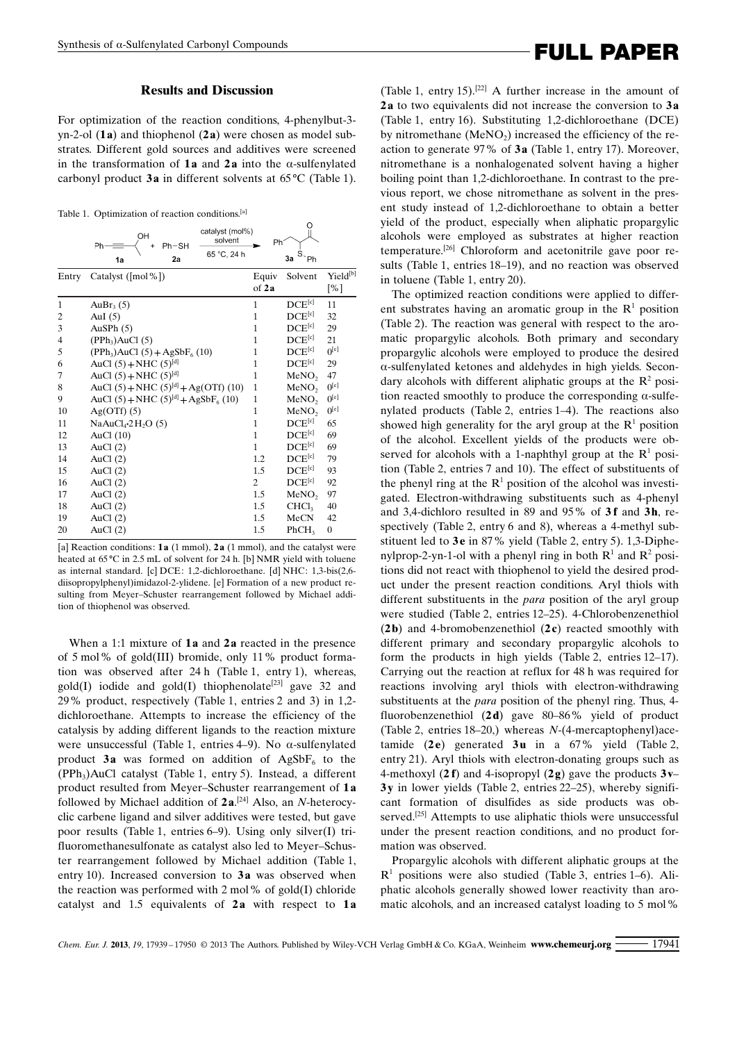## Results and Discussion

For optimization of the reaction conditions, 4-phenylbut-3-yn-2-ol (**1a**) and thiophenol (**2a**) were chosen as model substrates. Different gold sources and additives were screened in the transformation of **1a** and **2a** into the α-sulfenylated carbonyl product **3a** in different solvents at 65 °C (Table 1).

Table 1. Optimization of reaction conditions.[a]

| Entry | Catalyst ([mol %]) | Equiv of **2a** | Solvent | Yield[b] [%] |
|---|---|---|---|---|
| 1 | $AuBr_3$ (5) | 1 | DCE[c] | 11 |
| 2 | AuI (5) | 1 | DCE[c] | 32 |
| 3 | AuSPh (5) | 1 | DCE[c] | 29 |
| 4 | $(PPh_3)AuCl$ (5) | 1 | DCE[c] | 21 |
| 5 | $(PPh_3)AuCl$ (5) + $AgSbF_6$ (10) | 1 | DCE[c] | 0[e] |
| 6 | AuCl (5) + NHC (5)[d] | 1 | DCE[c] | 29 |
| 7 | AuCl (5) + NHC (5)[d] | 1 | $MeNO_2$ | 47 |
| 8 | AuCl (5) + NHC (5)[d] + Ag(OTf) (10) | 1 | $MeNO_2$ | 0[e] |
| 9 | AuCl (5) + NHC (5)[d] + $AgSbF_6$ (10) | 1 | $MeNO_2$ | 0[e] |
| 10 | Ag(OTf) (5) | 1 | $MeNO_2$ | 0[e] |
| 11 | $NaAuCl_4{\cdot}2H_2O$ (5) | 1 | DCE[c] | 65 |
| 12 | AuCl (10) | 1 | DCE[c] | 69 |
| 13 | AuCl (2) | 1 | DCE[c] | 69 |
| 14 | AuCl (2) | 1.2 | DCE[c] | 79 |
| 15 | AuCl (2) | 1.5 | DCE[c] | 93 |
| 16 | AuCl (2) | 2 | DCE[c] | 92 |
| 17 | AuCl (2) | 1.5 | $MeNO_2$ | 97 |
| 18 | AuCl (2) | 1.5 | $CHCl_3$ | 40 |
| 19 | AuCl (2) | 1.5 | MeCN | 42 |
| 20 | AuCl (2) | 1.5 | $PhCH_3$ | 0 |

[a] Reaction conditions: **1a** (1 mmol), **2a** (1 mmol), and the catalyst were heated at 65 °C in 2.5 mL of solvent for 24 h. [b] NMR yield with toluene as internal standard. [c] DCE: 1,2-dichloroethane. [d] NHC: 1,3-bis(2,6-diisopropylphenyl)imidazol-2-ylidene. [e] Formation of a new product resulting from Meyer–Schuster rearrangement followed by Michael addition of thiophenol was observed.

When a 1:1 mixture of **1a** and **2a** reacted in the presence of 5 mol % of gold(III) bromide, only 11 % product formation was observed after 24 h (Table 1, entry 1), whereas, gold(I) iodide and gold(I) thiophenolate[23] gave 32 and 29 % product, respectively (Table 1, entries 2 and 3) in 1,2-dichloroethane. Attempts to increase the efficiency of the catalysis by adding different ligands to the reaction mixture were unsuccessful (Table 1, entries 4–9). No α-sulfenylated product **3a** was formed on addition of $AgSbF_6$ to the $(PPh_3)AuCl$ catalyst (Table 1, entry 5). Instead, a different product resulted from Meyer–Schuster rearrangement of **1a** followed by Michael addition of **2a**.[24] Also, an *N*-heterocyclic carbene ligand and silver additives were tested, but gave poor results (Table 1, entries 6–9). Using only silver(I) trifluoromethanesulfonate as catalyst also led to Meyer–Schuster rearrangement followed by Michael addition (Table 1, entry 10). Increased conversion to **3a** was observed when the reaction was performed with 2 mol % of gold(I) chloride catalyst and 1.5 equivalents of **2a** with respect to **1a** (Table 1, entry 15).[22] A further increase in the amount of **2a** to two equivalents did not increase the conversion to **3a** (Table 1, entry 16). Substituting 1,2-dichloroethane (DCE) by nitromethane ($MeNO_2$) increased the efficiency of the reaction to generate 97 % of **3a** (Table 1, entry 17). Moreover, nitromethane is a nonhalogenated solvent having a higher boiling point than 1,2-dichloroethane. In contrast to the previous report, we chose nitromethane as solvent in the present study instead of 1,2-dichloroethane to obtain a better yield of the product, especially when aliphatic propargylic alcohols were employed as substrates at higher reaction temperature.[26] Chloroform and acetonitrile gave poor results (Table 1, entries 18–19), and no reaction was observed in toluene (Table 1, entry 20).

The optimized reaction conditions were applied to different substrates having an aromatic group in the $R^1$ position (Table 2). The reaction was general with respect to the aromatic propargylic alcohols. Both primary and secondary propargylic alcohols were employed to produce the desired α-sulfenylated ketones and aldehydes in high yields. Secondary alcohols with different aliphatic groups at the $R^2$ position reacted smoothly to produce the corresponding α-sulfenylated products (Table 2, entries 1–4). The reactions also showed high generality for the aryl group at the $R^1$ position of the alcohol. Excellent yields of the products were observed for alcohols with a 1-naphthyl group at the $R^1$ position (Table 2, entries 7 and 10). The effect of substituents of the phenyl ring at the $R^1$ position of the alcohol was investigated. Electron-withdrawing substituents such as 4-phenyl and 3,4-dichloro resulted in 89 and 95 % of **3f** and **3h**, respectively (Table 2, entry 6 and 8), whereas a 4-methyl substituent led to **3e** in 87 % yield (Table 2, entry 5). 1,3-Diphenylprop-2-yn-1-ol with a phenyl ring in both $R^1$ and $R^2$ positions did not react with thiophenol to yield the desired product under the present reaction conditions. Aryl thiols with different substituents in the *para* position of the aryl group were studied (Table 2, entries 12–25). 4-Chlorobenzenethiol (**2b**) and 4-bromobenzenethiol (**2c**) reacted smoothly with different primary and secondary propargylic alcohols to form the products in high yields (Table 2, entries 12–17). Carrying out the reaction at reflux for 48 h was required for reactions involving aryl thiols with electron-withdrawing substituents at the *para* position of the phenyl ring. Thus, 4-fluorobenzenethiol (**2d**) gave 80–86 % yield of product (Table 2, entries 18–20,) whereas *N*-(4-mercaptophenyl)acetamide (**2e**) generated **3u** in a 67 % yield (Table 2, entry 21). Aryl thiols with electron-donating groups such as 4-methoxyl (**2f**) and 4-isopropyl (**2g**) gave the products **3v**–**3y** in lower yields (Table 2, entries 22–25), whereby significant formation of disulfides as side products was observed.[25] Attempts to use aliphatic thiols were unsuccessful under the present reaction conditions, and no product formation was observed.

Propargylic alcohols with different aliphatic groups at the $R^1$ positions were also studied (Table 3, entries 1–6). Aliphatic alcohols generally showed lower reactivity than aromatic alcohols, and an increased catalyst loading to 5 mol %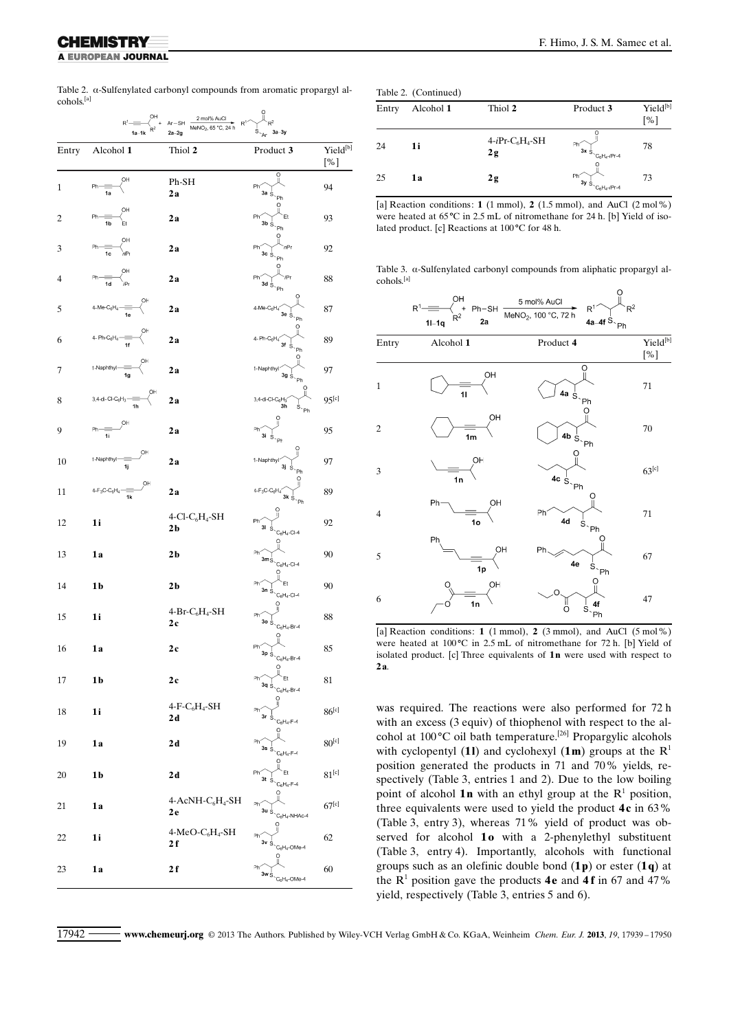Table 2. α-Sulfenylated carbonyl compounds from aromatic propargyl alcohols.[a]

$R^1$–C≡C–CH(OH)–$R^2$ (**1a–1k**) + Ar–SH (**2a–2g**) → [2 mol% AuCl, $MeNO_2$, 65 °C, 24 h] → $R^1$–CH(SAr)–C(O)–$R^2$ (**3a–3y**)

| Entry | Alcohol **1** | Thiol **2** | Product **3** | Yield[b] [%] |
|---|---|---|---|---|
| 1 | **1a** (Ph) | Ph-SH **2a** | **3a** | 94 |
| 2 | **1b** (Ph, Et) | **2a** | **3b** | 93 |
| 3 | **1c** (Ph, *n*Pr) | **2a** | **3c** | 92 |
| 4 | **1d** (Ph, *i*Pr) | **2a** | **3d** | 88 |
| 5 | **1e** (4-Me-$C_6H_4$) | **2a** | **3e** | 87 |
| 6 | **1f** (4-Ph-$C_6H_4$) | **2a** | **3f** | 89 |
| 7 | **1g** (1-Naphthyl) | **2a** | **3g** | 97 |
| 8 | **1h** (3,4-di-Cl-$C_6H_3$) | **2a** | **3h** | 95[c] |
| 9 | **1i** (Ph, primary) | **2a** | **3i** | 95 |
| 10 | **1j** (1-Naphthyl, primary) | **2a** | **3j** | 97 |
| 11 | **1k** (4-$F_3C$-$C_6H_4$, primary) | **2a** | **3k** | 89 |
| 12 | **1i** | 4-Cl-$C_6H_4$-SH **2b** | **3l** | 92 |
| 13 | **1a** | **2b** | **3m** | 90 |
| 14 | **1b** | **2b** | **3n** | 90 |
| 15 | **1i** | 4-Br-$C_6H_4$-SH **2c** | **3o** | 88 |
| 16 | **1a** | **2c** | **3p** | 85 |
| 17 | **1b** | **2c** | **3q** | 81 |
| 18 | **1i** | 4-F-$C_6H_4$-SH **2d** | **3r** | 86[c] |
| 19 | **1a** | **2d** | **3s** | 80[c] |
| 20 | **1b** | **2d** | **3t** | 81[c] |
| 21 | **1a** | 4-AcNH-$C_6H_4$-SH **2e** | **3u** | 67[c] |
| 22 | **1i** | 4-MeO-$C_6H_4$-SH **2f** | **3v** | 62 |
| 23 | **1a** | **2f** | **3w** | 60 |
| 24 | **1i** | 4-*i*Pr-$C_6H_4$-SH **2g** | **3x** | 78 |
| 25 | **1a** | **2g** | **3y** | 73 |

[a] Reaction conditions: **1** (1 mmol), **2** (1.5 mmol), and AuCl (2 mol %) were heated at 65 °C in 2.5 mL of nitromethane for 24 h. [b] Yield of isolated product. [c] Reactions at 100 °C for 48 h.

Table 3. α-Sulfenylated carbonyl compounds from aliphatic propargyl alcohols.[a]

$R^1$–C≡C–CH(OH)–$R^2$ (**1l–1q**) + Ph–SH (**2a**) → [5 mol% AuCl, $MeNO_2$, 100 °C, 72 h] → $R^1$–CH$_2$–CH(SPh)–C(O)–$R^2$ (**4a–4f**)

| Entry | Alcohol **1** | Product **4** | Yield[b] [%] |
|---|---|---|---|
| 1 | **1l** (cyclopentyl) | **4a** | 71 |
| 2 | **1m** (cyclohexyl) | **4b** | 70 |
| 3 | **1n** (ethyl) | **4c** | 63[c] |
| 4 | **1o** (2-phenylethyl) | **4d** | 71 |
| 5 | **1p** (olefin) | **4e** | 67 |
| 6 | **1n** (ester) | **4f** | 47 |

[a] Reaction conditions: **1** (1 mmol), **2** (3 mmol), and AuCl (5 mol %) were heated at 100 °C in 2.5 mL of nitromethane for 72 h. [b] Yield of isolated product. [c] Three equivalents of **1n** were used with respect to **2a**.

was required. The reactions were also performed for 72 h with an excess (3 equiv) of thiophenol with respect to the alcohol at 100 °C oil bath temperature.[26] Propargylic alcohols with cyclopentyl (**1l**) and cyclohexyl (**1m**) groups at the $R^1$ position generated the products in 71 and 70 % yields, respectively (Table 3, entries 1 and 2). Due to the low boiling point of alcohol **1n** with an ethyl group at the $R^1$ position, three equivalents were used to yield the product **4c** in 63 % (Table 3, entry 3), whereas 71 % yield of product was observed for alcohol **1o** with a 2-phenylethyl substituent (Table 3, entry 4). Importantly, alcohols with functional groups such as an olefinic double bond (**1p**) or ester (**1q**) at the $R^1$ position gave the products **4e** and **4f** in 67 and 47 % yield, respectively (Table 3, entries 5 and 6).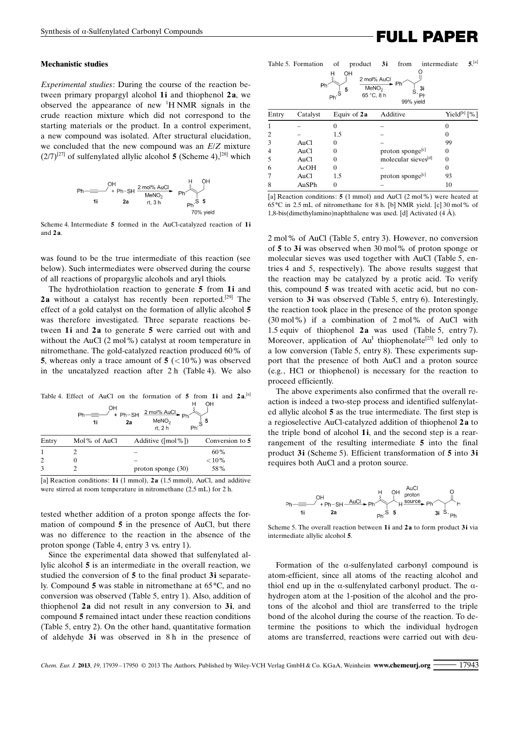### Mechanistic studies

*Experimental studies*: During the course of the reaction between primary propargyl alcohol **1i** and thiophenol **2a**, we observed the appearance of new $^1$H NMR signals in the crude reaction mixture which did not correspond to the starting materials or the product. In a control experiment, a new compound was isolated. After structural elucidation, we concluded that the new compound was an *E*/*Z* mixture (2/7)[27] of sulfenylated allylic alcohol **5** (Scheme 4),[28] which was found to be the true intermediate of this reaction (see below). Such intermediates were observed during the course of all reactions of propargylic alcohols and aryl thiols.

Scheme 4. Intermediate **5** formed in the AuCl-catalyzed reaction of **1i** and **2a**.

The hydrothiolation reaction to generate **5** from **1i** and **2a** without a catalyst has recently been reported.[29] The effect of a gold catalyst on the formation of allylic alcohol **5** was therefore investigated. Three separate reactions between **1i** and **2a** to generate **5** were carried out with and without the AuCl (2 mol%) catalyst at room temperature in nitromethane. The gold-catalyzed reaction produced 60% of **5**, whereas only a trace amount of **5** (<10%) was observed in the uncatalyzed reaction after 2 h (Table 4). We also tested whether addition of a proton sponge affects the formation of compound **5** in the presence of AuCl, but there was no difference to the reaction in the absence of the proton sponge (Table 4, entry 3 vs. entry 1).

Table 4. Effect of AuCl on the formation of **5** from **1i** and **2a**.[a]

| Entry | Mol% of AuCl | Additive ([mol%]) | Conversion to **5** |
|---|---|---|---|
| 1 | 2 | – | 60% |
| 2 | 0 | – | <10% |
| 3 | 2 | proton sponge (30) | 58% |

[a] Reaction conditions: **1i** (1 mmol), **2a** (1.5 mmol), AuCl, and additive were stirred at room temperature in nitromethane (2.5 mL) for 2 h.

Since the experimental data showed that sulfenylated allylic alcohol **5** is an intermediate in the overall reaction, we studied the conversion of **5** to the final product **3i** separately. Compound **5** was stable in nitromethane at 65°C, and no conversion was observed (Table 5, entry 1). Also, addition of thiophenol **2a** did not result in any conversion to **3i**, and compound **5** remained intact under these reaction conditions (Table 5, entry 2). On the other hand, quantitative formation of aldehyde **3i** was observed in 8 h in the presence of 2 mol% of AuCl (Table 5, entry 3). However, no conversion of **5** to **3i** was observed when 30 mol% of proton sponge or molecular sieves was used together with AuCl (Table 5, entries 4 and 5, respectively). The above results suggest that the reaction may be catalyzed by a protic acid. To verify this, compound **5** was treated with acetic acid, but no conversion to **3i** was observed (Table 5, entry 6). Interestingly, the reaction took place in the presence of the proton sponge (30 mol%) if a combination of 2 mol% of AuCl with 1.5 equiv of thiophenol **2a** was used (Table 5, entry 7). Moreover, application of Au$^I$ thiophenolate[23] led only to a low conversion (Table 5, entry 8). These experiments support that the presence of both AuCl and a proton source (e.g., HCl or thiophenol) is necessary for the reaction to proceed efficiently.

Table 5. Formation of product **3i** from intermediate **5**.[a]

| Entry | Catalyst | Equiv of **2a** | Additive | Yield[b] [%] |
|---|---|---|---|---|
| 1 | – | 0 | – | 0 |
| 2 | – | 1.5 | – | 0 |
| 3 | AuCl | 0 | – | 99 |
| 4 | AuCl | 0 | proton sponge[c] | 0 |
| 5 | AuCl | 0 | molecular sieves[d] | 0 |
| 6 | AcOH | 0 | – | 0 |
| 7 | AuCl | 1.5 | proton sponge[c] | 93 |
| 8 | AuSPh | 0 | – | 10 |

[a] Reaction conditions: **5** (1 mmol) and AuCl (2 mol%) were heated at 65°C in 2.5 mL of nitromethane for 8 h. [b] NMR yield. [c] 30 mol% of 1,8-bis(dimethylamino)naphthalene was used. [d] Activated (4 Å).

The above experiments also confirmed that the overall reaction is indeed a two-step process and identified sulfenylated allylic alcohol **5** as the true intermediate. The first step is a regioselective AuCl-catalyzed addition of thiophenol **2a** to the triple bond of alcohol **1i**, and the second step is a rearrangement of the resulting intermediate **5** into the final product **3i** (Scheme 5). Efficient transformation of **5** into **3i** requires both AuCl and a proton source.

Scheme 5. The overall reaction between **1i** and **2a** to form product **3i** via intermediate allylic alcohol **5**.

Formation of the α-sulfenylated carbonyl compound is atom-efficient, since all atoms of the reacting alcohol and thiol end up in the α-sulfenylated carbonyl product. The α-hydrogen atom at the 1-position of the alcohol and the protons of the alcohol and thiol are transferred to the triple bond of the alcohol during the course of the reaction. To determine the positions to which the individual hydrogen atoms are transferred, reactions were carried out with deu-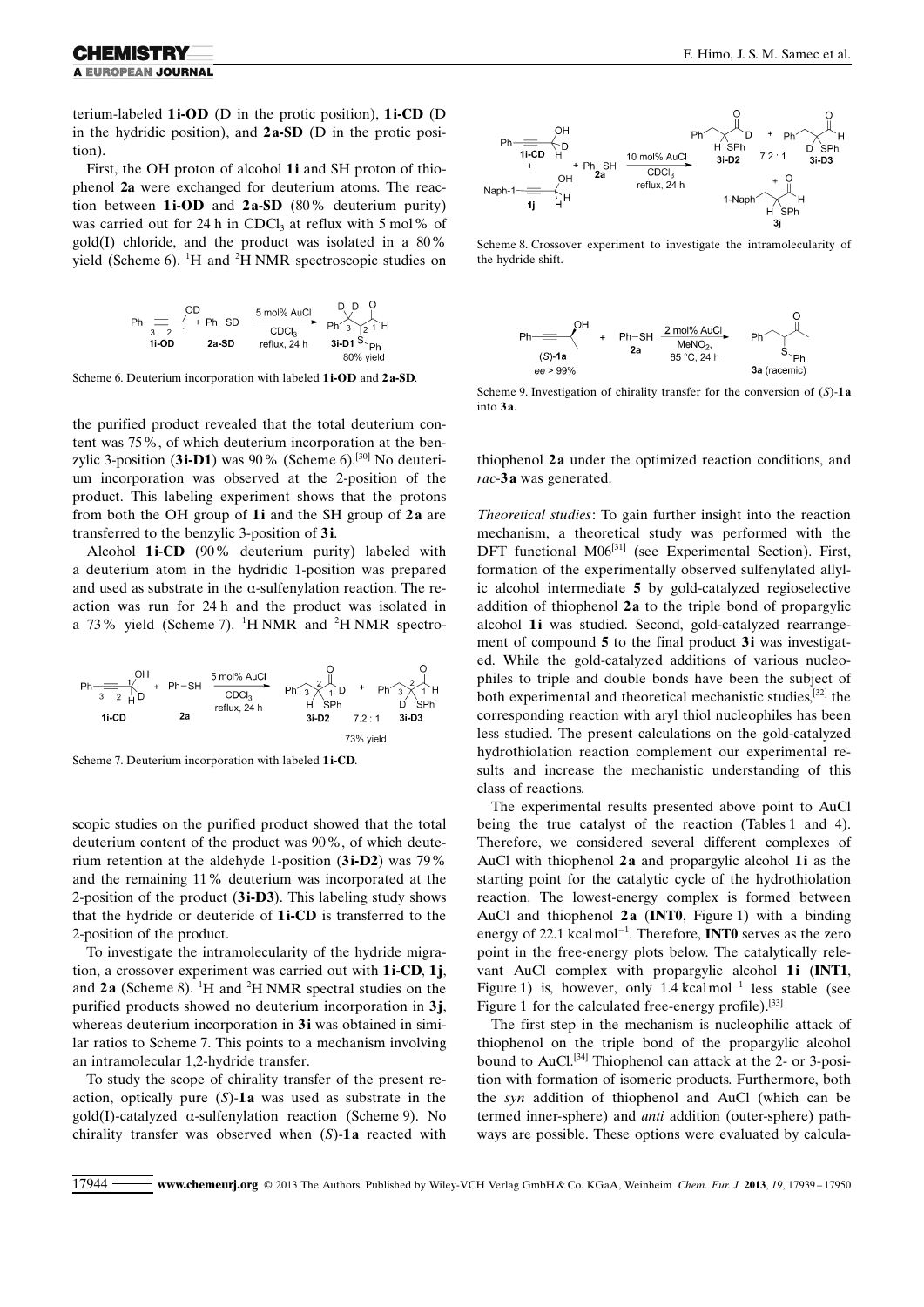terium-labeled **1i-OD** (D in the protic position), **1i-CD** (D in the hydridic position), and **2a-SD** (D in the protic position).

First, the OH proton of alcohol **1i** and SH proton of thiophenol **2a** were exchanged for deuterium atoms. The reaction between **1i-OD** and **2a-SD** (80% deuterium purity) was carried out for 24 h in $CDCl_3$ at reflux with 5 mol% of gold(I) chloride, and the product was isolated in a 80% yield (Scheme 6). $^1H$ and $^2H$ NMR spectroscopic studies on the purified product revealed that the total deuterium content was 75%, of which deuterium incorporation at the benzylic 3-position (**3i-D1**) was 90% (Scheme 6).[30] No deuterium incorporation was observed at the 2-position of the product. This labeling experiment shows that the protons from both the OH group of **1i** and the SH group of **2a** are transferred to the benzylic 3-position of **3i**.

Scheme 6. Deuterium incorporation with labeled **1i-OD** and **2a-SD**.

Alcohol **1i-CD** (90% deuterium purity) labeled with a deuterium atom in the hydridic 1-position was prepared and used as substrate in the α-sulfenylation reaction. The reaction was run for 24 h and the product was isolated in a 73% yield (Scheme 7). $^1H$ NMR and $^2H$ NMR spectroscopic studies on the purified product showed that the total deuterium content of the product was 90%, of which deuterium retention at the aldehyde 1-position (**3i-D2**) was 79% and the remaining 11% deuterium was incorporated at the 2-position of the product (**3i-D3**). This labeling study shows that the hydride or deuteride of **1i-CD** is transferred to the 2-position of the product.

Scheme 7. Deuterium incorporation with labeled **1i-CD**.

To investigate the intramolecularity of the hydride migration, a crossover experiment was carried out with **1i-CD**, **1j**, and **2a** (Scheme 8). $^1H$ and $^2H$ NMR spectral studies on the purified products showed no deuterium incorporation in **3j**, whereas deuterium incorporation in **3i** was obtained in similar ratios to Scheme 7. This points to a mechanism involving an intramolecular 1,2-hydride transfer.

To study the scope of chirality transfer of the present reaction, optically pure (*S*)-**1a** was used as substrate in the gold(I)-catalyzed α-sulfenylation reaction (Scheme 9). No chirality transfer was observed when (*S*)-**1a** reacted with thiophenol **2a** under the optimized reaction conditions, and *rac*-**3a** was generated.

Scheme 8. Crossover experiment to investigate the intramolecularity of the hydride shift.

Scheme 9. Investigation of chirality transfer for the conversion of (*S*)-**1a** into **3a**.

*Theoretical studies*: To gain further insight into the reaction mechanism, a theoretical study was performed with the DFT functional M06[31] (see Experimental Section). First, formation of the experimentally observed sulfenylated allylic alcohol intermediate **5** by gold-catalyzed regioselective addition of thiophenol **2a** to the triple bond of propargylic alcohol **1i** was studied. Second, gold-catalyzed rearrangement of compound **5** to the final product **3i** was investigated. While the gold-catalyzed additions of various nucleophiles to triple and double bonds have been the subject of both experimental and theoretical mechanistic studies,[32] the corresponding reaction with aryl thiol nucleophiles has been less studied. The present calculations on the gold-catalyzed hydrothiolation reaction complement our experimental results and increase the mechanistic understanding of this class of reactions.

The experimental results presented above point to AuCl being the true catalyst of the reaction (Tables 1 and 4). Therefore, we considered several different complexes of AuCl with thiophenol **2a** and propargylic alcohol **1i** as the starting point for the catalytic cycle of the hydrothiolation reaction. The lowest-energy complex is formed between AuCl and thiophenol **2a** (**INT0**, Figure 1) with a binding energy of 22.1 $kcal\,mol^{-1}$. Therefore, **INT0** serves as the zero point in the free-energy plots below. The catalytically relevant AuCl complex with propargylic alcohol **1i** (**INT1**, Figure 1) is, however, only 1.4 $kcal\,mol^{-1}$ less stable (see Figure 1 for the calculated free-energy profile).[33]

The first step in the mechanism is nucleophilic attack of thiophenol on the triple bond of the propargylic alcohol bound to AuCl.[34] Thiophenol can attack at the 2- or 3-position with formation of isomeric products. Furthermore, both the *syn* addition of thiophenol and AuCl (which can be termed inner-sphere) and *anti* addition (outer-sphere) pathways are possible. These options were evaluated by calcula-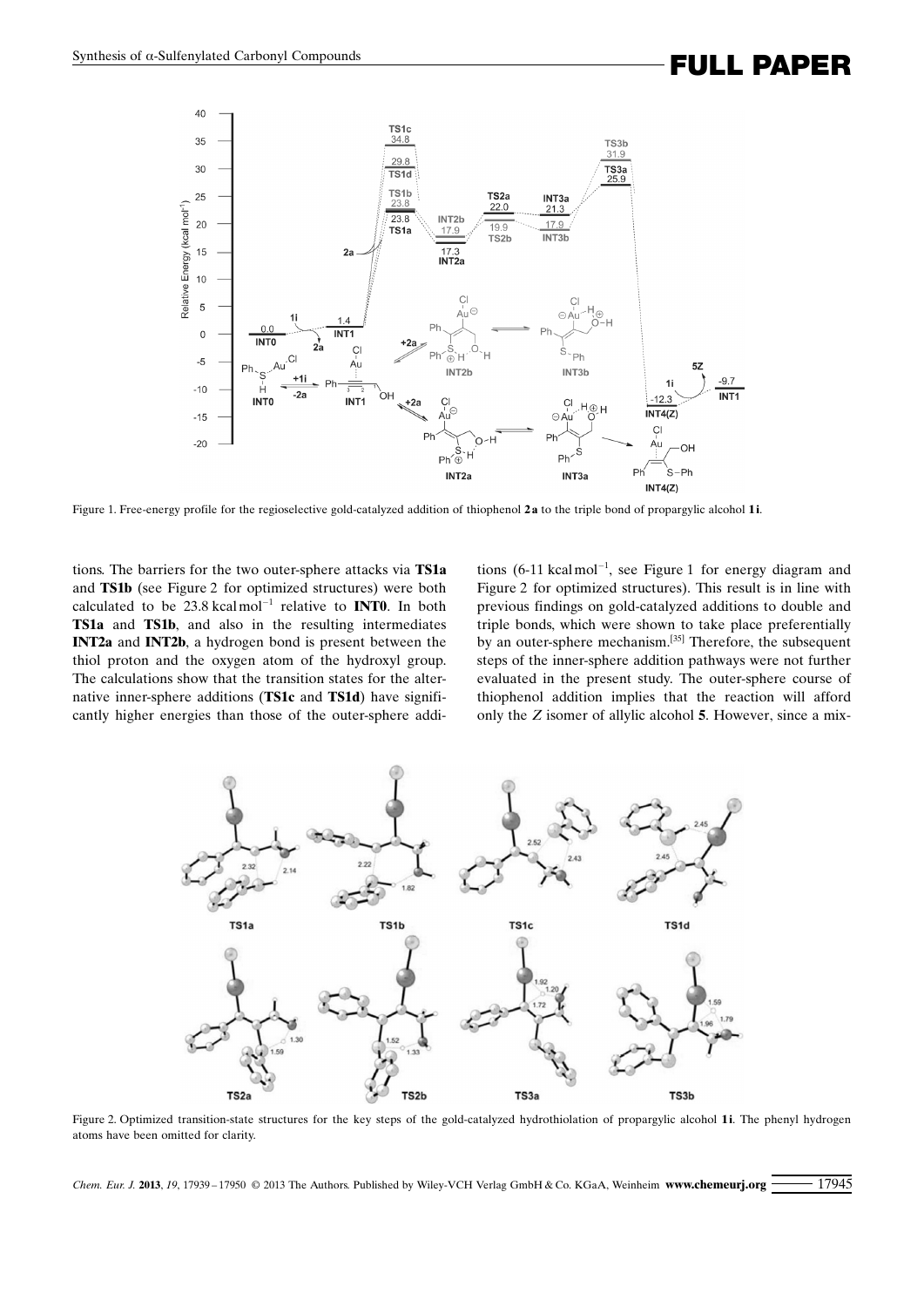Figure 1. Free-energy profile for the regioselective gold-catalyzed addition of thiophenol **2a** to the triple bond of propargylic alcohol **1i**.

tions. The barriers for the two outer-sphere attacks via **TS1a** and **TS1b** (see Figure 2 for optimized structures) were both calculated to be 23.8 kcal mol$^{-1}$ relative to **INT0**. In both **TS1a** and **TS1b**, and also in the resulting intermediates **INT2a** and **INT2b**, a hydrogen bond is present between the thiol proton and the oxygen atom of the hydroxyl group. The calculations show that the transition states for the alternative inner-sphere additions (**TS1c** and **TS1d**) have significantly higher energies than those of the outer-sphere additions (6-11 kcal mol$^{-1}$, see Figure 1 for energy diagram and Figure 2 for optimized structures). This result is in line with previous findings on gold-catalyzed additions to double and triple bonds, which were shown to take place preferentially by an outer-sphere mechanism.[35] Therefore, the subsequent steps of the inner-sphere addition pathways were not further evaluated in the present study. The outer-sphere course of thiophenol addition implies that the reaction will afford only the *Z* isomer of allylic alcohol **5**. However, since a mix-

Figure 2. Optimized transition-state structures for the key steps of the gold-catalyzed hydrothiolation of propargylic alcohol **1i**. The phenyl hydrogen atoms have been omitted for clarity.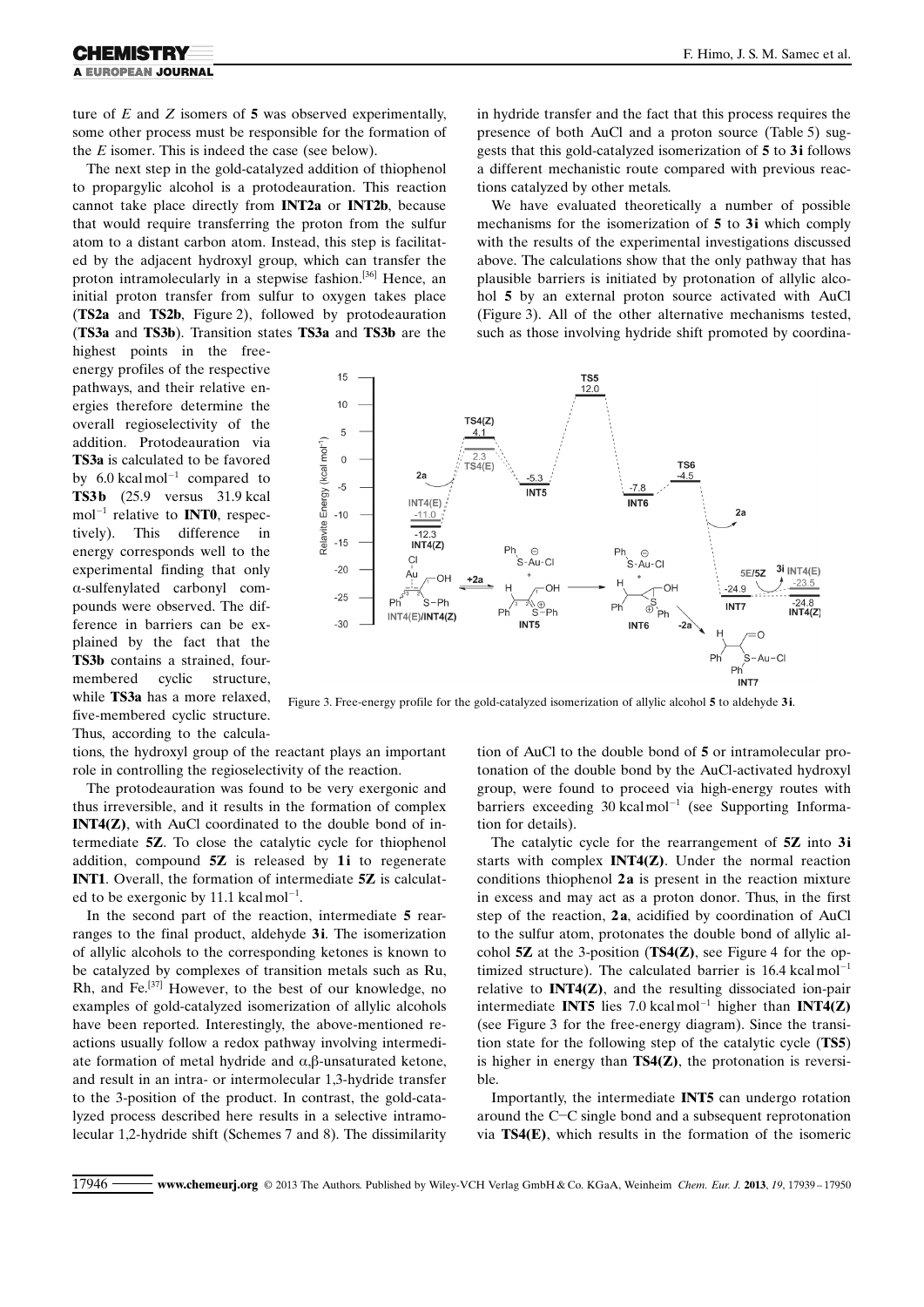ture of *E* and *Z* isomers of **5** was observed experimentally, some other process must be responsible for the formation of the *E* isomer. This is indeed the case (see below).

The next step in the gold-catalyzed addition of thiophenol to propargylic alcohol is a protodeauration. This reaction cannot take place directly from **INT2a** or **INT2b**, because that would require transferring the proton from the sulfur atom to a distant carbon atom. Instead, this step is facilitated by the adjacent hydroxyl group, which can transfer the proton intramolecularly in a stepwise fashion.[36] Hence, an initial proton transfer from sulfur to oxygen takes place (**TS2a** and **TS2b**, Figure 2), followed by protodeauration (**TS3a** and **TS3b**). Transition states **TS3a** and **TS3b** are the highest points in the free-energy profiles of the respective pathways, and their relative energies therefore determine the overall regioselectivity of the addition. Protodeauration via **TS3a** is calculated to be favored by 6.0 kcal mol$^{-1}$ compared to **TS3b** (25.9 versus 31.9 kcal mol$^{-1}$ relative to **INT0**, respectively). This difference in energy corresponds well to the experimental finding that only α-sulfenylated carbonyl compounds were observed. The difference in barriers can be explained by the fact that the **TS3b** contains a strained, four-membered cyclic structure, while **TS3a** has a more relaxed, five-membered cyclic structure. Thus, according to the calculations, the hydroxyl group of the reactant plays an important role in controlling the regioselectivity of the reaction.

The protodeauration was found to be very exergonic and thus irreversible, and it results in the formation of complex **INT4(Z)**, with AuCl coordinated to the double bond of intermediate **5Z**. To close the catalytic cycle for thiophenol addition, compound **5Z** is released by **1i** to regenerate **INT1**. Overall, the formation of intermediate **5Z** is calculated to be exergonic by 11.1 kcal mol$^{-1}$.

In the second part of the reaction, intermediate **5** rearranges to the final product, aldehyde **3i**. The isomerization of allylic alcohols to the corresponding ketones is known to be catalyzed by complexes of transition metals such as Ru, Rh, and Fe.[37] However, to the best of our knowledge, no examples of gold-catalyzed isomerization of allylic alcohols have been reported. Interestingly, the above-mentioned reactions usually follow a redox pathway involving intermediate formation of metal hydride and α,β-unsaturated ketone, and result in an intra- or intermolecular 1,3-hydride transfer to the 3-position of the product. In contrast, the gold-catalyzed process described here results in a selective intramolecular 1,2-hydride shift (Schemes 7 and 8). The dissimilarity in hydride transfer and the fact that this process requires the presence of both AuCl and a proton source (Table 5) suggests that this gold-catalyzed isomerization of **5** to **3i** follows a different mechanistic route compared with previous reactions catalyzed by other metals.

We have evaluated theoretically a number of possible mechanisms for the isomerization of **5** to **3i** which comply with the results of the experimental investigations discussed above. The calculations show that the only pathway that has plausible barriers is initiated by protonation of allylic alcohol **5** by an external proton source activated with AuCl (Figure 3). All of the other alternative mechanisms tested, such as those involving hydride shift promoted by coordination of AuCl to the double bond of **5** or intramolecular protonation of the double bond by the AuCl-activated hydroxyl group, were found to proceed via high-energy routes with barriers exceeding 30 kcal mol$^{-1}$ (see Supporting Information for details).

Figure 3. Free-energy profile for the gold-catalyzed isomerization of allylic alcohol **5** to aldehyde **3i**.

The catalytic cycle for the rearrangement of **5Z** into **3i** starts with complex **INT4(Z)**. Under the normal reaction conditions thiophenol **2a** is present in the reaction mixture in excess and may act as a proton donor. Thus, in the first step of the reaction, **2a**, acidified by coordination of AuCl to the sulfur atom, protonates the double bond of allylic alcohol **5Z** at the 3-position (**TS4(Z)**, see Figure 4 for the optimized structure). The calculated barrier is 16.4 kcal mol$^{-1}$ relative to **INT4(Z)**, and the resulting dissociated ion-pair intermediate **INT5** lies 7.0 kcal mol$^{-1}$ higher than **INT4(Z)** (see Figure 3 for the free-energy diagram). Since the transition state for the following step of the catalytic cycle (**TS5**) is higher in energy than **TS4(Z)**, the protonation is reversible.

Importantly, the intermediate **INT5** can undergo rotation around the C–C single bond and a subsequent reprotonation via **TS4(E)**, which results in the formation of the isomeric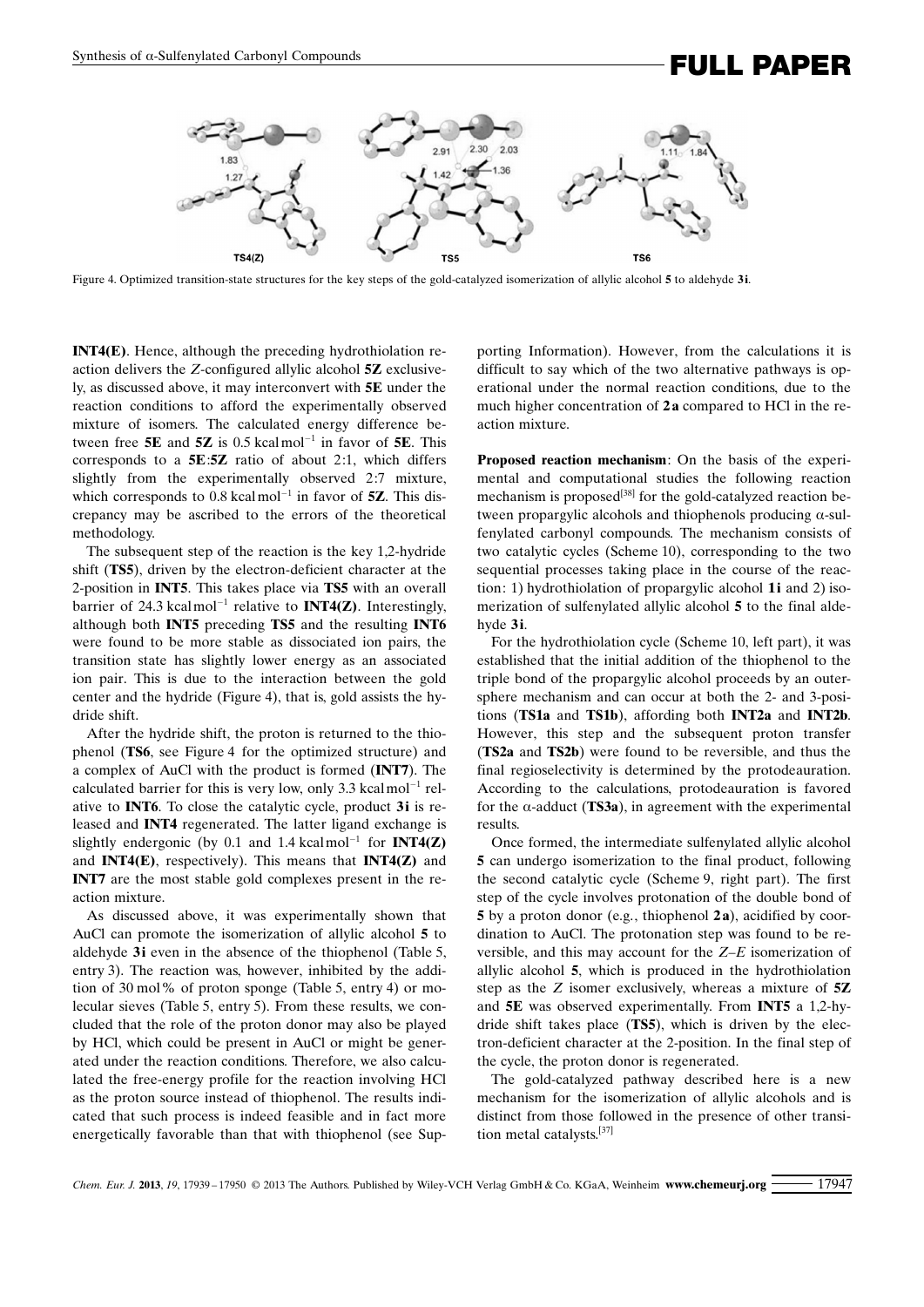Figure 4. Optimized transition-state structures for the key steps of the gold-catalyzed isomerization of allylic alcohol **5** to aldehyde **3i**.

**INT4(E)**. Hence, although the preceding hydrothiolation reaction delivers the *Z*-configured allylic alcohol **5Z** exclusively, as discussed above, it may interconvert with **5E** under the reaction conditions to afford the experimentally observed mixture of isomers. The calculated energy difference between free **5E** and **5Z** is 0.5 kcal mol$^{-1}$ in favor of **5E**. This corresponds to a **5E**:**5Z** ratio of about 2:1, which differs slightly from the experimentally observed 2:7 mixture, which corresponds to 0.8 kcal mol$^{-1}$ in favor of **5Z**. This discrepancy may be ascribed to the errors of the theoretical methodology.

The subsequent step of the reaction is the key 1,2-hydride shift (**TS5**), driven by the electron-deficient character at the 2-position in **INT5**. This takes place via **TS5** with an overall barrier of 24.3 kcal mol$^{-1}$ relative to **INT4(Z)**. Interestingly, although both **INT5** preceding **TS5** and the resulting **INT6** were found to be more stable as dissociated ion pairs, the transition state has slightly lower energy as an associated ion pair. This is due to the interaction between the gold center and the hydride (Figure 4), that is, gold assists the hydride shift.

After the hydride shift, the proton is returned to the thiophenol (**TS6**, see Figure 4 for the optimized structure) and a complex of AuCl with the product is formed (**INT7**). The calculated barrier for this is very low, only 3.3 kcal mol$^{-1}$ relative to **INT6**. To close the catalytic cycle, product **3i** is released and **INT4** regenerated. The latter ligand exchange is slightly endergonic (by 0.1 and 1.4 kcal mol$^{-1}$ for **INT4(Z)** and **INT4(E)**, respectively). This means that **INT4(Z)** and **INT7** are the most stable gold complexes present in the reaction mixture.

As discussed above, it was experimentally shown that AuCl can promote the isomerization of allylic alcohol **5** to aldehyde **3i** even in the absence of the thiophenol (Table 5, entry 3). The reaction was, however, inhibited by the addition of 30 mol% of proton sponge (Table 5, entry 4) or molecular sieves (Table 5, entry 5). From these results, we concluded that the role of the proton donor may also be played by HCl, which could be present in AuCl or might be generated under the reaction conditions. Therefore, we also calculated the free-energy profile for the reaction involving HCl as the proton source instead of thiophenol. The results indicated that such process is indeed feasible and in fact more energetically favorable than that with thiophenol (see Supporting Information). However, from the calculations it is difficult to say which of the two alternative pathways is operational under the normal reaction conditions, due to the much higher concentration of **2a** compared to HCl in the reaction mixture.

**Proposed reaction mechanism**: On the basis of the experimental and computational studies the following reaction mechanism is proposed[38] for the gold-catalyzed reaction between propargylic alcohols and thiophenols producing α-sulfenylated carbonyl compounds. The mechanism consists of two catalytic cycles (Scheme 10), corresponding to the two sequential processes taking place in the course of the reaction: 1) hydrothiolation of propargylic alcohol **1i** and 2) isomerization of sulfenylated allylic alcohol **5** to the final aldehyde **3i**.

For the hydrothiolation cycle (Scheme 10, left part), it was established that the initial addition of the thiophenol to the triple bond of the propargylic alcohol proceeds by an outer-sphere mechanism and can occur at both the 2- and 3-positions (**TS1a** and **TS1b**), affording both **INT2a** and **INT2b**. However, this step and the subsequent proton transfer (**TS2a** and **TS2b**) were found to be reversible, and thus the final regioselectivity is determined by the protodeauration. According to the calculations, protodeauration is favored for the α-adduct (**TS3a**), in agreement with the experimental results.

Once formed, the intermediate sulfenylated allylic alcohol **5** can undergo isomerization to the final product, following the second catalytic cycle (Scheme 9, right part). The first step of the cycle involves protonation of the double bond of **5** by a proton donor (e.g., thiophenol **2a**), acidified by coordination to AuCl. The protonation step was found to be reversible, and this may account for the *Z*–*E* isomerization of allylic alcohol **5**, which is produced in the hydrothiolation step as the *Z* isomer exclusively, whereas a mixture of **5Z** and **5E** was observed experimentally. From **INT5** a 1,2-hydride shift takes place (**TS5**), which is driven by the electron-deficient character at the 2-position. In the final step of the cycle, the proton donor is regenerated.

The gold-catalyzed pathway described here is a new mechanism for the isomerization of allylic alcohols and is distinct from those followed in the presence of other transition metal catalysts.[37]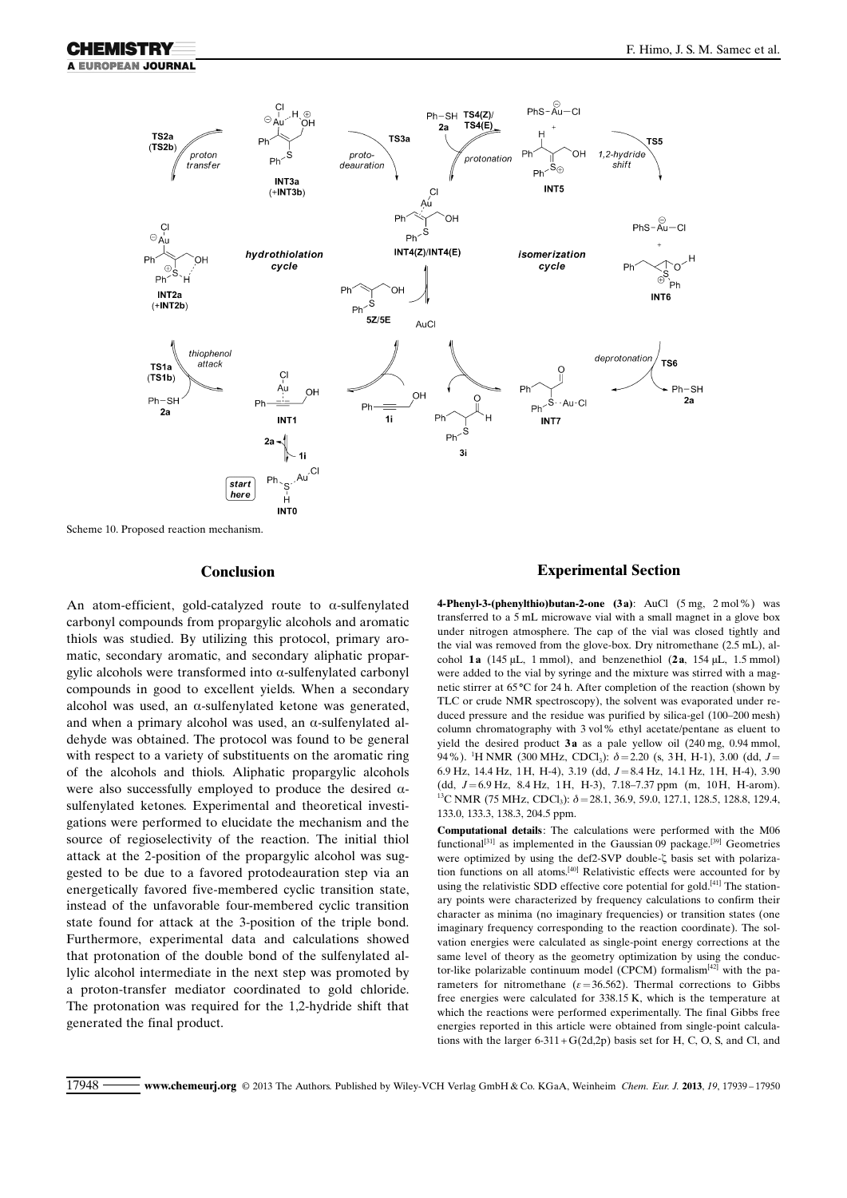Scheme 10. Proposed reaction mechanism.

## Conclusion

An atom-efficient, gold-catalyzed route to α-sulfenylated carbonyl compounds from propargylic alcohols and aromatic thiols was studied. By utilizing this protocol, primary aromatic, secondary aromatic, and secondary aliphatic propargylic alcohols were transformed into α-sulfenylated carbonyl compounds in good to excellent yields. When a secondary alcohol was used, an α-sulfenylated ketone was generated, and when a primary alcohol was used, an α-sulfenylated aldehyde was obtained. The protocol was found to be general with respect to a variety of substituents on the aromatic ring of the alcohols and thiols. Aliphatic propargylic alcohols were also successfully employed to produce the desired α-sulfenylated ketones. Experimental and theoretical investigations were performed to elucidate the mechanism and the source of regioselectivity of the reaction. The initial thiol attack at the 2-position of the propargylic alcohol was suggested to be due to a favored protodeauration step via an energetically favored five-membered cyclic transition state, instead of the unfavorable four-membered cyclic transition state found for attack at the 3-position of the triple bond. Furthermore, experimental data and calculations showed that protonation of the double bond of the sulfenylated allylic alcohol intermediate in the next step was promoted by a proton-transfer mediator coordinated to gold chloride. The protonation was required for the 1,2-hydride shift that generated the final product.

## Experimental Section

**4-Phenyl-3-(phenylthio)butan-2-one (3a)**: AuCl (5 mg, 2 mol %) was transferred to a 5 mL microwave vial with a small magnet in a glove box under nitrogen atmosphere. The cap of the vial was closed tightly and the vial was removed from the glove-box. Dry nitromethane (2.5 mL), alcohol **1a** (145 μL, 1 mmol), and benzenethiol (**2a**, 154 μL, 1.5 mmol) were added to the vial by syringe and the mixture was stirred with a magnetic stirrer at 65 °C for 24 h. After completion of the reaction (shown by TLC or crude NMR spectroscopy), the solvent was evaporated under reduced pressure and the residue was purified by silica-gel (100–200 mesh) column chromatography with 3 vol % ethyl acetate/pentane as eluent to yield the desired product **3a** as a pale yellow oil (240 mg, 0.94 mmol, 94 %). $^1$H NMR (300 MHz, $CDCl_3$): δ = 2.20 (s, 3 H, H-1), 3.00 (dd, J = 6.9 Hz, 14.4 Hz, 1 H, H-4), 3.19 (dd, J = 8.4 Hz, 14.1 Hz, 1 H, H-4), 3.90 (dd, J = 6.9 Hz, 8.4 Hz, 1 H, H-3), 7.18–7.37 ppm (m, 10 H, H-arom). $^{13}$C NMR (75 MHz, $CDCl_3$): δ = 28.1, 36.9, 59.0, 127.1, 128.5, 128.8, 129.4, 133.0, 133.3, 138.3, 204.5 ppm.

**Computational details**: The calculations were performed with the M06 functional[31] as implemented in the Gaussian 09 package.[39] Geometries were optimized by using the def2-SVP double-ζ basis set with polarization functions on all atoms.[40] Relativistic effects were accounted for by using the relativistic SDD effective core potential for gold.[41] The stationary points were characterized by frequency calculations to confirm their character as minima (no imaginary frequencies) or transition states (one imaginary frequency corresponding to the reaction coordinate). The solvation energies were calculated as single-point energy corrections at the same level of theory as the geometry optimization by using the conductor-like polarizable continuum model (CPCM) formalism[42] with the parameters for nitromethane (ε = 36.562). Thermal corrections to Gibbs free energies were calculated for 338.15 K, which is the temperature at which the reactions were performed experimentally. The final Gibbs free energies reported in this article were obtained from single-point calculations with the larger 6-311+G(2d,2p) basis set for H, C, O, S, and Cl, and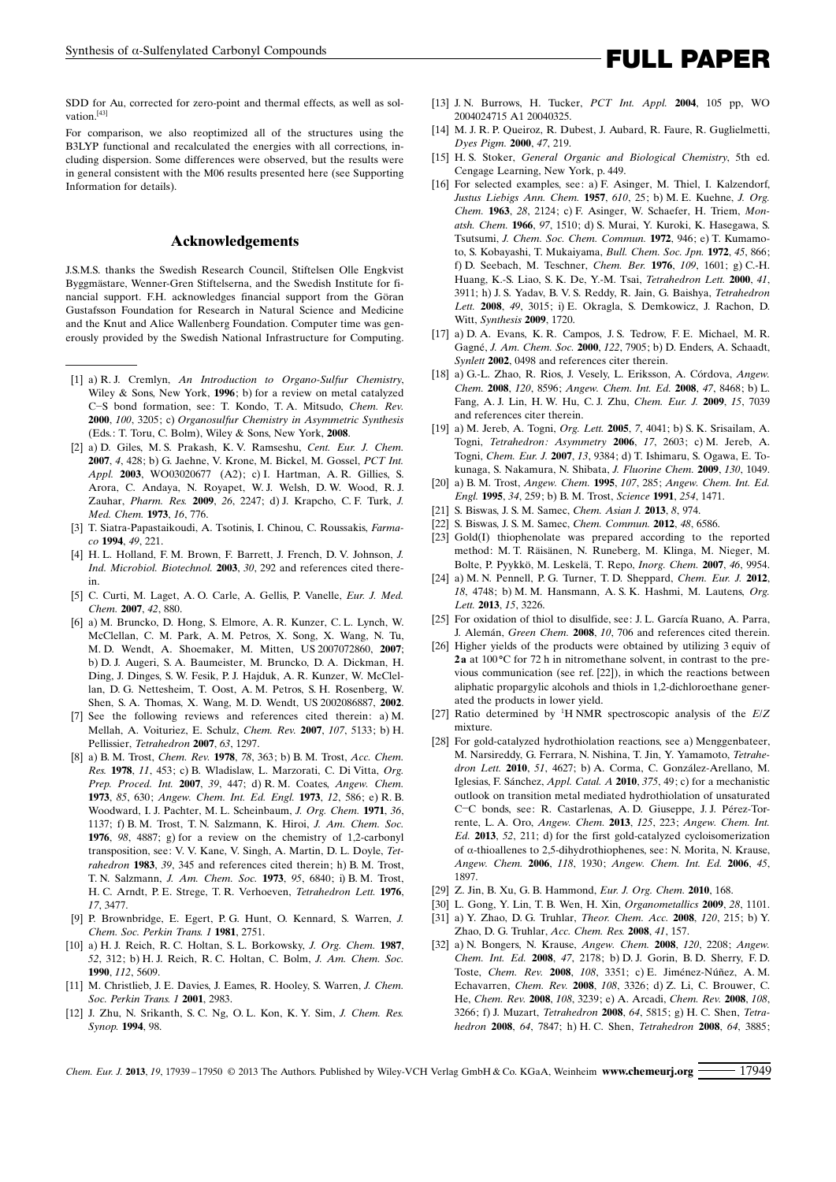SDD for Au, corrected for zero-point and thermal effects, as well as solvation.[43]

For comparison, we also reoptimized all of the structures using the B3LYP functional and recalculated the energies with all corrections, including dispersion. Some differences were observed, but the results were in general consistent with the M06 results presented here (see Supporting Information for details).

## Acknowledgements

J.S.M.S. thanks the Swedish Research Council, Stiftelsen Olle Engkvist Byggmästare, Wenner-Gren Stiftelserna, and the Swedish Institute for financial support. F.H. acknowledges financial support from the Göran Gustafsson Foundation for Research in Natural Science and Medicine and the Knut and Alice Wallenberg Foundation. Computer time was generously provided by the Swedish National Infrastructure for Computing.

---

[1] a) R. J. Cremlyn, *An Introduction to Organo-Sulfur Chemistry*, Wiley & Sons, New York, **1996**; b) for a review on metal catalyzed C–S bond formation, see: T. Kondo, T. A. Mitsudo, *Chem. Rev.* **2000**, *100*, 3205; c) *Organosulfur Chemistry in Asymmetric Synthesis* (Eds.: T. Toru, C. Bolm), Wiley & Sons, New York, **2008**.

[2] a) D. Giles, M. S. Prakash, K. V. Ramseshu, *Cent. Eur. J. Chem.* **2007**, *4*, 428; b) G. Jaehne, V. Krone, M. Bickel, M. Gossel, *PCT Int. Appl.* **2003**, WO03020677 (A2); c) I. Hartman, A. R. Gillies, S. Arora, C. Andaya, N. Royapet, W. J. Welsh, D. W. Wood, R. J. Zauhar, *Pharm. Res.* **2009**, *26*, 2247; d) J. Krapcho, C. F. Turk, *J. Med. Chem.* **1973**, *16*, 776.

[3] T. Siatra-Papastaikoudi, A. Tsotinis, I. Chinou, C. Roussakis, *Farmaco* **1994**, *49*, 221.

[4] H. L. Holland, F. M. Brown, F. Barrett, J. French, D. V. Johnson, *J. Ind. Microbiol. Biotechnol.* **2003**, *30*, 292 and references cited therein.

[5] C. Curti, M. Laget, A. O. Carle, A. Gellis, P. Vanelle, *Eur. J. Med. Chem.* **2007**, *42*, 880.

[6] a) M. Bruncko, D. Hong, S. Elmore, A. R. Kunzer, C. L. Lynch, W. McClellan, C. M. Park, A. M. Petros, X. Song, X. Wang, N. Tu, M. D. Wendt, A. Shoemaker, M. Mitten, US 2007072860, **2007**; b) D. J. Augeri, S. A. Baumeister, M. Bruncko, D. A. Dickman, H. Ding, J. Dinges, S. W. Fesik, P. J. Hajduk, A. R. Kunzer, W. McClellan, D. G. Nettesheim, T. Oost, A. M. Petros, S. H. Rosenberg, W. Shen, S. A. Thomas, X. Wang, M. D. Wendt, US 2002086887, **2002**.

[7] See the following reviews and references cited therein: a) M. Mellah, A. Voituriez, E. Schulz, *Chem. Rev.* **2007**, *107*, 5133; b) H. Pellissier, *Tetrahedron* **2007**, *63*, 1297.

[8] a) B. M. Trost, *Chem. Rev.* **1978**, *78*, 363; b) B. M. Trost, *Acc. Chem. Res.* **1978**, *11*, 453; c) B. Wladislaw, L. Marzorati, C. Di Vitta, *Org. Prep. Proced. Int.* **2007**, *39*, 447; d) R. M. Coates, *Angew. Chem.* **1973**, *85*, 630; *Angew. Chem. Int. Ed. Engl.* **1973**, *12*, 586; e) R. B. Woodward, I. J. Pachter, M. L. Scheinbaum, *J. Org. Chem.* **1971**, *36*, 1137; f) B. M. Trost, T. N. Salzmann, K. Hiroi, *J. Am. Chem. Soc.* **1976**, *98*, 4887; g) for a review on the chemistry of 1,2-carbonyl transposition, see: V. V. Kane, V. Singh, A. Martin, D. L. Doyle, *Tetrahedron* **1983**, *39*, 345 and references cited therein; h) B. M. Trost, T. N. Salzmann, *J. Am. Chem. Soc.* **1973**, *95*, 6840; i) B. M. Trost, H. C. Arndt, P. E. Strege, T. R. Verhoeven, *Tetrahedron Lett.* **1976**, *17*, 3477.

[9] P. Brownbridge, E. Egert, P. G. Hunt, O. Kennard, S. Warren, *J. Chem. Soc. Perkin Trans. 1* **1981**, 2751.

[10] a) H. J. Reich, R. C. Holtan, S. L. Borkowsky, *J. Org. Chem.* **1987**, *52*, 312; b) H. J. Reich, R. C. Holtan, C. Bolm, *J. Am. Chem. Soc.* **1990**, *112*, 5609.

[11] M. Christlieb, J. E. Davies, J. Eames, R. Hooley, S. Warren, *J. Chem. Soc. Perkin Trans. 1* **2001**, 2983.

[12] J. Zhu, N. Srikanth, S. C. Ng, O. L. Kon, K. Y. Sim, *J. Chem. Res. Synop.* **1994**, 98.

[13] J. N. Burrows, H. Tucker, *PCT Int. Appl.* **2004**, 105 pp, WO 2004024715 A1 20040325.

[14] M. J. R. P. Queiroz, R. Dubest, J. Aubard, R. Faure, R. Guglielmetti, *Dyes Pigm.* **2000**, *47*, 219.

[15] H. S. Stoker, *General Organic and Biological Chemistry*, 5th ed. Cengage Learning, New York, p. 449.

[16] For selected examples, see: a) F. Asinger, M. Thiel, I. Kalzendorf, *Justus Liebigs Ann. Chem.* **1957**, *610*, 25; b) M. E. Kuehne, *J. Org. Chem.* **1963**, *28*, 2124; c) F. Asinger, W. Schaefer, H. Triem, *Monatsh. Chem.* **1966**, *97*, 1510; d) S. Murai, Y. Kuroki, K. Hasegawa, S. Tsutsumi, *J. Chem. Soc. Chem. Commun.* **1972**, 946; e) T. Kumamoto, S. Kobayashi, T. Mukaiyama, *Bull. Chem. Soc. Jpn.* **1972**, *45*, 866; f) D. Seebach, M. Teschner, *Chem. Ber.* **1976**, *109*, 1601; g) C.-H. Huang, K.-S. Liao, S. K. De, Y.-M. Tsai, *Tetrahedron Lett.* **2000**, *41*, 3911; h) J. S. Yadav, B. V. S. Reddy, R. Jain, G. Baishya, *Tetrahedron Lett.* **2008**, *49*, 3015; i) E. Okragla, S. Demkowicz, J. Rachon, D. Witt, *Synthesis* **2009**, 1720.

[17] a) D. A. Evans, K. R. Campos, J. S. Tedrow, F. E. Michael, M. R. Gagné, *J. Am. Chem. Soc.* **2000**, *122*, 7905; b) D. Enders, A. Schaadt, *Synlett* **2002**, 0498 and references citer therein.

[18] a) G.-L. Zhao, R. Rios, J. Vesely, L. Eriksson, A. Córdova, *Angew. Chem.* **2008**, *120*, 8596; *Angew. Chem. Int. Ed.* **2008**, *47*, 8468; b) L. Fang, A. J. Lin, H. W. Hu, C. J. Zhu, *Chem. Eur. J.* **2009**, *15*, 7039 and references citer therein.

[19] a) M. Jereb, A. Togni, *Org. Lett.* **2005**, *7*, 4041; b) S. K. Srisailam, A. Togni, *Tetrahedron: Asymmetry* **2006**, *17*, 2603; c) M. Jereb, A. Togni, *Chem. Eur. J.* **2007**, *13*, 9384; d) T. Ishimaru, S. Ogawa, E. Tokunaga, S. Nakamura, N. Shibata, *J. Fluorine Chem.* **2009**, *130*, 1049.

[20] a) B. M. Trost, *Angew. Chem.* **1995**, *107*, 285; *Angew. Chem. Int. Ed. Engl.* **1995**, *34*, 259; b) B. M. Trost, *Science* **1991**, *254*, 1471.

[21] S. Biswas, J. S. M. Samec, *Chem. Asian J.* **2013**, *8*, 974.

[22] S. Biswas, J. S. M. Samec, *Chem. Commun.* **2012**, *48*, 6586.

[23] Gold(I) thiophenolate was prepared according to the reported method: M. T. Räisänen, N. Runeberg, M. Klinga, M. Nieger, M. Bolte, P. Pyykkö, M. Leskelä, T. Repo, *Inorg. Chem.* **2007**, *46*, 9954.

[24] a) M. N. Pennell, P. G. Turner, T. D. Sheppard, *Chem. Eur. J.* **2012**, *18*, 4748; b) M. M. Hansmann, A. S. K. Hashmi, M. Lautens, *Org. Lett.* **2013**, *15*, 3226.

[25] For oxidation of thiol to disulfide, see: J. L. García Ruano, A. Parra, J. Alemán, *Green Chem.* **2008**, *10*, 706 and references cited therein.

[26] Higher yields of the products were obtained by utilizing 3 equiv of **2a** at 100°C for 72 h in nitromethane solvent, in contrast to the previous communication (see ref. [22]), in which the reactions between aliphatic propargylic alcohols and thiols in 1,2-dichloroethane generated the products in lower yield.

[27] Ratio determined by $^1$H NMR spectroscopic analysis of the *E*/*Z* mixture.

[28] For gold-catalyzed hydrothiolation reactions, see a) Menggenbateer, M. Narsireddy, G. Ferrara, N. Nishina, T. Jin, Y. Yamamoto, *Tetrahedron Lett.* **2010**, *51*, 4627; b) A. Corma, C. González-Arellano, M. Iglesias, F. Sánchez, *Appl. Catal. A* **2010**, *375*, 49; c) for a mechanistic outlook on transition metal mediated hydrothiolation of unsaturated C–C bonds, see: R. Castarlenas, A. D. Giuseppe, J. J. Pérez-Torrente, L. A. Oro, *Angew. Chem.* **2013**, *125*, 223; *Angew. Chem. Int. Ed.* **2013**, *52*, 211; d) for the first gold-catalyzed cycloisomerization of α-thioallenes to 2,5-dihydrothiophenes, see: N. Morita, N. Krause, *Angew. Chem.* **2006**, *118*, 1930; *Angew. Chem. Int. Ed.* **2006**, *45*, 1897.

[29] Z. Jin, B. Xu, G. B. Hammond, *Eur. J. Org. Chem.* **2010**, 168.

[30] L. Gong, Y. Lin, T. B. Wen, H. Xin, *Organometallics* **2009**, *28*, 1101.

[31] a) Y. Zhao, D. G. Truhlar, *Theor. Chem. Acc.* **2008**, *120*, 215; b) Y. Zhao, D. G. Truhlar, *Acc. Chem. Res.* **2008**, *41*, 157.

[32] a) N. Bongers, N. Krause, *Angew. Chem.* **2008**, *120*, 2208; *Angew. Chem. Int. Ed.* **2008**, *47*, 2178; b) D. J. Gorin, B. D. Sherry, F. D. Toste, *Chem. Rev.* **2008**, *108*, 3351; c) E. Jiménez-Núñez, A. M. Echavarren, *Chem. Rev.* **2008**, *108*, 3326; d) Z. Li, C. Brouwer, C. He, *Chem. Rev.* **2008**, *108*, 3239; e) A. Arcadi, *Chem. Rev.* **2008**, *108*, 3266; f) J. Muzart, *Tetrahedron* **2008**, *64*, 5815; g) H. C. Shen, *Tetrahedron* **2008**, *64*, 7847; h) H. C. Shen, *Tetrahedron* **2008**, *64*, 3885;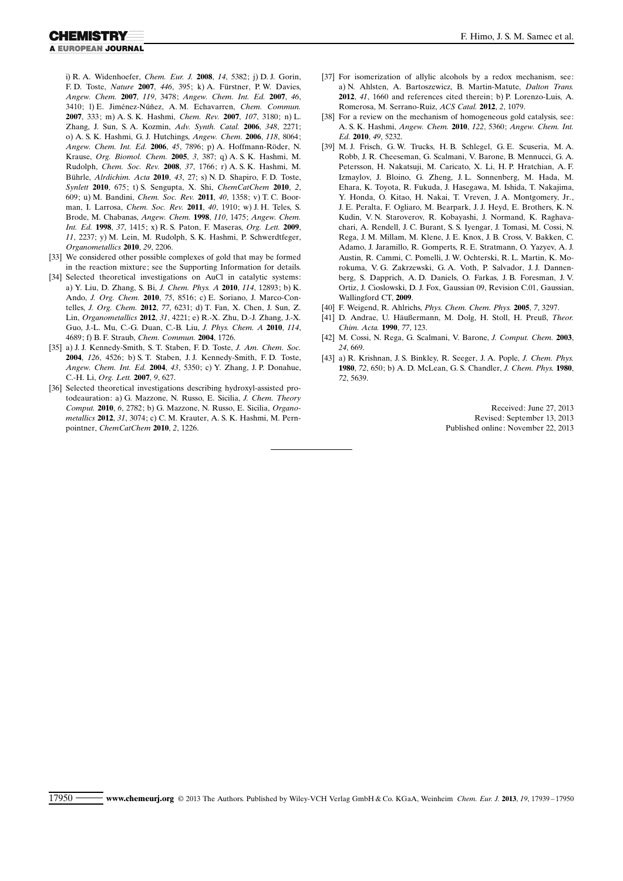i) R. A. Widenhoefer, *Chem. Eur. J.* **2008**, *14*, 5382; j) D. J. Gorin, F. D. Toste, *Nature* **2007**, *446*, 395; k) A. Fürstner, P. W. Davies, *Angew. Chem.* **2007**, *119*, 3478; *Angew. Chem. Int. Ed.* **2007**, *46*, 3410; l) E. Jiménez-Núñez, A. M. Echavarren, *Chem. Commun.* **2007**, 333; m) A. S. K. Hashmi, *Chem. Rev.* **2007**, *107*, 3180; n) L. Zhang, J. Sun, S. A. Kozmin, *Adv. Synth. Catal.* **2006**, *348*, 2271; o) A. S. K. Hashmi, G. J. Hutchings, *Angew. Chem.* **2006**, *118*, 8064; *Angew. Chem. Int. Ed.* **2006**, *45*, 7896; p) A. Hoffmann-Röder, N. Krause, *Org. Biomol. Chem.* **2005**, *3*, 387; q) A. S. K. Hashmi, M. Rudolph, *Chem. Soc. Rev.* **2008**, *37*, 1766; r) A. S. K. Hashmi, M. Bührle, *Alrdichim. Acta* **2010**, *43*, 27; s) N. D. Shapiro, F. D. Toste, *Synlett* **2010**, 675; t) S. Sengupta, X. Shi, *ChemCatChem* **2010**, *2*, 609; u) M. Bandini, *Chem. Soc. Rev.* **2011**, *40*, 1358; v) T. C. Boorman, I. Larrosa, *Chem. Soc. Rev.* **2011**, *40*, 1910; w) J. H. Teles, S. Brode, M. Chabanas, *Angew. Chem.* **1998**, *110*, 1475; *Angew. Chem. Int. Ed.* **1998**, *37*, 1415; x) R. S. Paton, F. Maseras, *Org. Lett.* **2009**, *11*, 2237; y) M. Lein, M. Rudolph, S. K. Hashmi, P. Schwerdtfeger, *Organometallics* **2010**, *29*, 2206.

[33] We considered other possible complexes of gold that may be formed in the reaction mixture; see the Supporting Information for details.

[34] Selected theoretical investigations on AuCl in catalytic systems: a) Y. Liu, D. Zhang, S. Bi, *J. Chem. Phys. A* **2010**, *114*, 12893; b) K. Ando, *J. Org. Chem.* **2010**, *75*, 8516; c) E. Soriano, J. Marco-Contelles, *J. Org. Chem.* **2012**, *77*, 6231; d) T. Fan, X. Chen, J. Sun, Z. Lin, *Organometallics* **2012**, *31*, 4221; e) R.-X. Zhu, D.-J. Zhang, J.-X. Guo, J.-L. Mu, C.-G. Duan, C.-B. Liu, *J. Phys. Chem. A* **2010**, *114*, 4689; f) B. F. Straub, *Chem. Commun.* **2004**, 1726.

[35] a) J. J. Kennedy-Smith, S. T. Staben, F. D. Toste, *J. Am. Chem. Soc.* **2004**, *126*, 4526; b) S. T. Staben, J. J. Kennedy-Smith, F. D. Toste, *Angew. Chem. Int. Ed.* **2004**, *43*, 5350; c) Y. Zhang, J. P. Donahue, C.-H. Li, *Org. Lett.* **2007**, *9*, 627.

[36] Selected theoretical investigations describing hydroxyl-assisted protodeauration: a) G. Mazzone, N. Russo, E. Sicilia, *J. Chem. Theory Comput.* **2010**, *6*, 2782; b) G. Mazzone, N. Russo, E. Sicilia, *Organometallics* **2012**, *31*, 3074; c) C. M. Krauter, A. S. K. Hashmi, M. Pernpointner, *ChemCatChem* **2010**, *2*, 1226.

[37] For isomerization of allylic alcohols by a redox mechanism, see: a) N. Ahlsten, A. Bartoszewicz, B. Martin-Matute, *Dalton Trans.* **2012**, *41*, 1660 and references cited therein; b) P. Lorenzo-Luis, A. Romerosa, M. Serrano-Ruiz, *ACS Catal.* **2012**, *2*, 1079.

[38] For a review on the mechanism of homogeneous gold catalysis, see: A. S. K. Hashmi, *Angew. Chem.* **2010**, *122*, 5360; *Angew. Chem. Int. Ed.* **2010**, *49*, 5232.

[39] M. J. Frisch, G. W. Trucks, H. B. Schlegel, G. E. Scuseria, M. A. Robb, J. R. Cheeseman, G. Scalmani, V. Barone, B. Mennucci, G. A. Petersson, H. Nakatsuji, M. Caricato, X. Li, H. P. Hratchian, A. F. Izmaylov, J. Bloino, G. Zheng, J. L. Sonnenberg, M. Hada, M. Ehara, K. Toyota, R. Fukuda, J. Hasegawa, M. Ishida, T. Nakajima, Y. Honda, O. Kitao, H. Nakai, T. Vreven, J. A. Montgomery, Jr., J. E. Peralta, F. Ogliaro, M. Bearpark, J. J. Heyd, E. Brothers, K. N. Kudin, V. N. Staroverov, R. Kobayashi, J. Normand, K. Raghavachari, A. Rendell, J. C. Burant, S. S. Iyengar, J. Tomasi, M. Cossi, N. Rega, J. M. Millam, M. Klene, J. E. Knox, J. B. Cross, V. Bakken, C. Adamo, J. Jaramillo, R. Gomperts, R. E. Stratmann, O. Yazyev, A. J. Austin, R. Cammi, C. Pomelli, J. W. Ochterski, R. L. Martin, K. Morokuma, V. G. Zakrzewski, G. A. Voth, P. Salvador, J. J. Dannenberg, S. Dapprich, A. D. Daniels, O. Farkas, J. B. Foresman, J. V. Ortiz, J. Cioslowski, D. J. Fox, Gaussian 09, Revision C.01, Gaussian, Wallingford CT, **2009**.

[40] F. Weigend, R. Ahlrichs, *Phys. Chem. Chem. Phys.* **2005**, *7*, 3297.

[41] D. Andrae, U. Häußermann, M. Dolg, H. Stoll, H. Preuß, *Theor. Chim. Acta.* **1990**, *77*, 123.

[42] M. Cossi, N. Rega, G. Scalmani, V. Barone, *J. Comput. Chem.* **2003**, *24*, 669.

[43] a) R. Krishnan, J. S. Binkley, R. Seeger, J. A. Pople, *J. Chem. Phys.* **1980**, *72*, 650; b) A. D. McLean, G. S. Chandler, *J. Chem. Phys.* **1980**, *72*, 5639.

Received: June 27, 2013
Revised: September 13, 2013
Published online: November 22, 2013